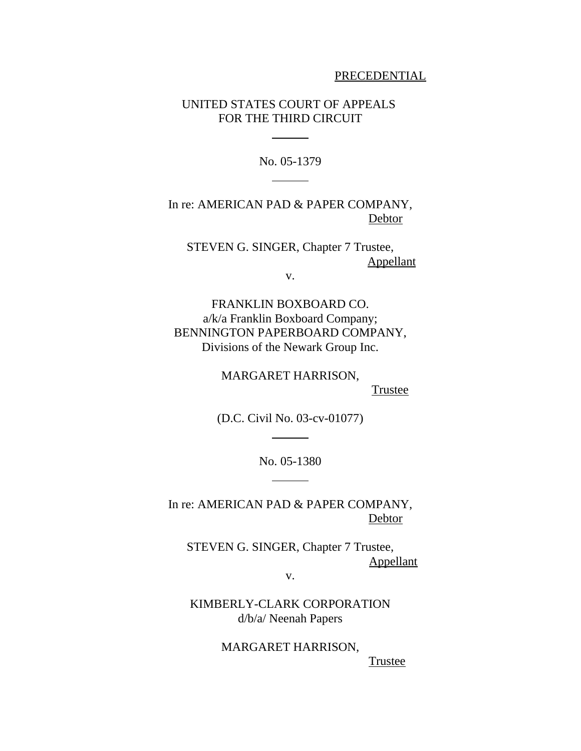PRECEDENTIAL

UNITED STATES COURT OF APPEALS
FOR THE THIRD CIRCUIT

---

No. 05-1379

---

In re: AMERICAN PAD & PAPER COMPANY,
Debtor

STEVEN G. SINGER, Chapter 7 Trustee,
Appellant

v.

FRANKLIN BOXBOARD CO.
a/k/a Franklin Boxboard Company;
BENNINGTON PAPERBOARD COMPANY,
Divisions of the Newark Group Inc.

MARGARET HARRISON,
Trustee

(D.C. Civil No. 03-cv-01077)

---

No. 05-1380

---

In re: AMERICAN PAD & PAPER COMPANY,
Debtor

STEVEN G. SINGER, Chapter 7 Trustee,
Appellant

v.

KIMBERLY-CLARK CORPORATION
d/b/a/ Neenah Papers

MARGARET HARRISON,
Trustee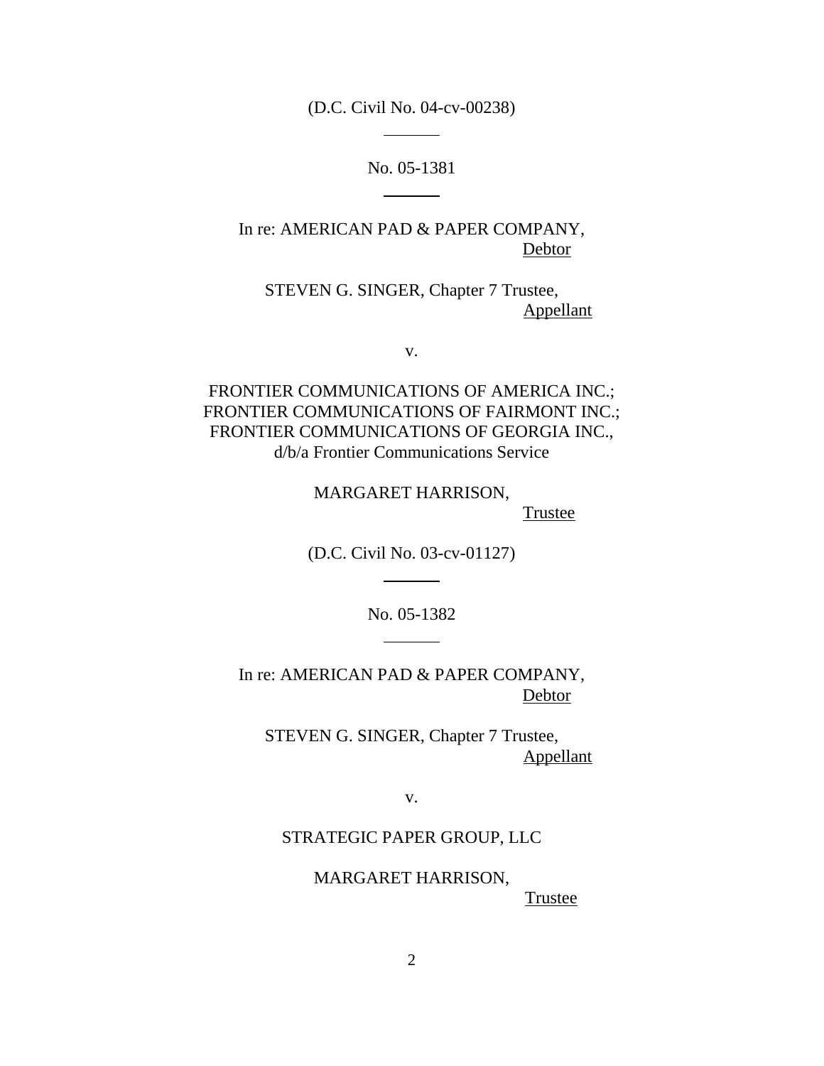(D.C. Civil No. 04-cv-00238)

---

No. 05-1381

---

In re: AMERICAN PAD & PAPER COMPANY,
Debtor

STEVEN G. SINGER, Chapter 7 Trustee,
Appellant

v.

FRONTIER COMMUNICATIONS OF AMERICA INC.;
FRONTIER COMMUNICATIONS OF FAIRMONT INC.;
FRONTIER COMMUNICATIONS OF GEORGIA INC.,
d/b/a Frontier Communications Service

MARGARET HARRISON,
Trustee

(D.C. Civil No. 03-cv-01127)

---

No. 05-1382

---

In re: AMERICAN PAD & PAPER COMPANY,
Debtor

STEVEN G. SINGER, Chapter 7 Trustee,
Appellant

v.

STRATEGIC PAPER GROUP, LLC

MARGARET HARRISON,
Trustee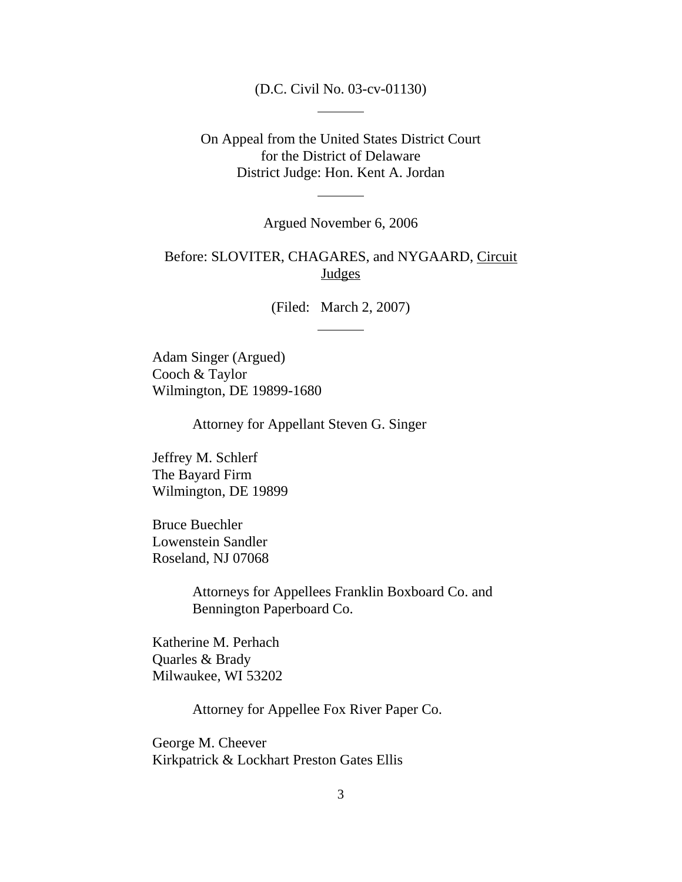(D.C. Civil No. 03-cv-01130)

---

On Appeal from the United States District Court
for the District of Delaware
District Judge: Hon. Kent A. Jordan

---

Argued November 6, 2006

Before: SLOVITER, CHAGARES, and NYGAARD, Circuit Judges

(Filed: March 2, 2007)

---

Adam Singer (Argued)
Cooch & Taylor
Wilmington, DE 19899-1680

Attorney for Appellant Steven G. Singer

Jeffrey M. Schlerf
The Bayard Firm
Wilmington, DE 19899

Bruce Buechler
Lowenstein Sandler
Roseland, NJ 07068

Attorneys for Appellees Franklin Boxboard Co. and Bennington Paperboard Co.

Katherine M. Perhach
Quarles & Brady
Milwaukee, WI 53202

Attorney for Appellee Fox River Paper Co.

George M. Cheever
Kirkpatrick & Lockhart Preston Gates Ellis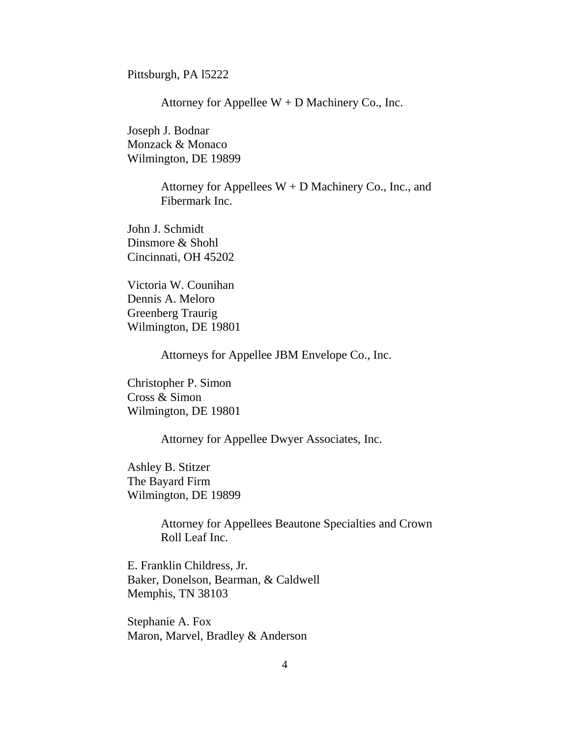Pittsburgh, PA l5222

Attorney for Appellee W + D Machinery Co., Inc.

Joseph J. Bodnar
Monzack & Monaco
Wilmington, DE 19899

Attorney for Appellees W + D Machinery Co., Inc., and Fibermark Inc.

John J. Schmidt
Dinsmore & Shohl
Cincinnati, OH 45202

Victoria W. Counihan
Dennis A. Meloro
Greenberg Traurig
Wilmington, DE 19801

Attorneys for Appellee JBM Envelope Co., Inc.

Christopher P. Simon
Cross & Simon
Wilmington, DE 19801

Attorney for Appellee Dwyer Associates, Inc.

Ashley B. Stitzer
The Bayard Firm
Wilmington, DE 19899

Attorney for Appellees Beautone Specialties and Crown Roll Leaf Inc.

E. Franklin Childress, Jr.
Baker, Donelson, Bearman, & Caldwell
Memphis, TN 38103

Stephanie A. Fox
Maron, Marvel, Bradley & Anderson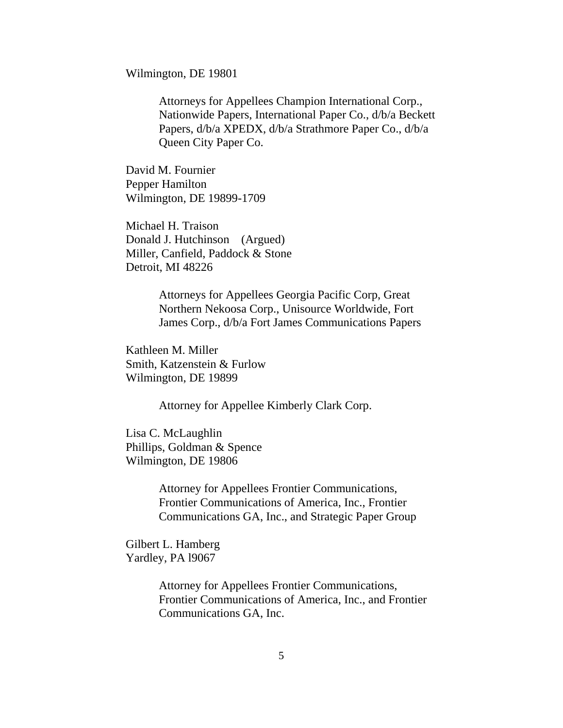Wilmington, DE 19801

> Attorneys for Appellees Champion International Corp., Nationwide Papers, International Paper Co., d/b/a Beckett Papers, d/b/a XPEDX, d/b/a Strathmore Paper Co., d/b/a Queen City Paper Co.

David M. Fournier
Pepper Hamilton
Wilmington, DE 19899-1709

Michael H. Traison
Donald J. Hutchinson (Argued)
Miller, Canfield, Paddock & Stone
Detroit, MI 48226

> Attorneys for Appellees Georgia Pacific Corp, Great Northern Nekoosa Corp., Unisource Worldwide, Fort James Corp., d/b/a Fort James Communications Papers

Kathleen M. Miller
Smith, Katzenstein & Furlow
Wilmington, DE 19899

> Attorney for Appellee Kimberly Clark Corp.

Lisa C. McLaughlin
Phillips, Goldman & Spence
Wilmington, DE 19806

> Attorney for Appellees Frontier Communications, Frontier Communications of America, Inc., Frontier Communications GA, Inc., and Strategic Paper Group

Gilbert L. Hamberg
Yardley, PA l9067

> Attorney for Appellees Frontier Communications, Frontier Communications of America, Inc., and Frontier Communications GA, Inc.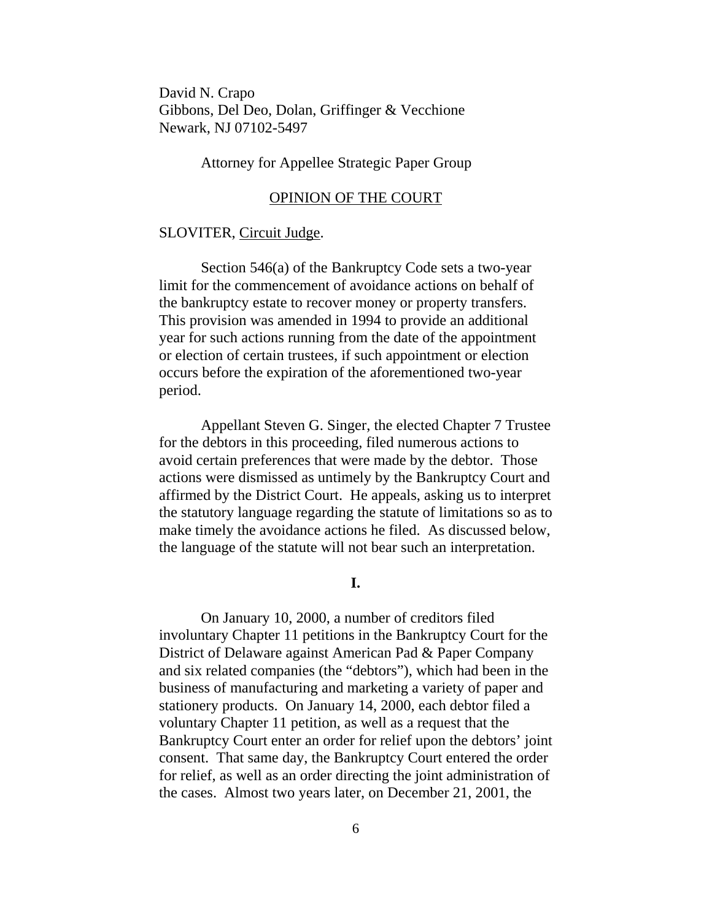David N. Crapo
Gibbons, Del Deo, Dolan, Griffinger & Vecchione
Newark, NJ 07102-5497

Attorney for Appellee Strategic Paper Group

OPINION OF THE COURT

SLOVITER, Circuit Judge.

Section 546(a) of the Bankruptcy Code sets a two-year limit for the commencement of avoidance actions on behalf of the bankruptcy estate to recover money or property transfers. This provision was amended in 1994 to provide an additional year for such actions running from the date of the appointment or election of certain trustees, if such appointment or election occurs before the expiration of the aforementioned two-year period.

Appellant Steven G. Singer, the elected Chapter 7 Trustee for the debtors in this proceeding, filed numerous actions to avoid certain preferences that were made by the debtor. Those actions were dismissed as untimely by the Bankruptcy Court and affirmed by the District Court. He appeals, asking us to interpret the statutory language regarding the statute of limitations so as to make timely the avoidance actions he filed. As discussed below, the language of the statute will not bear such an interpretation.

## I.

On January 10, 2000, a number of creditors filed involuntary Chapter 11 petitions in the Bankruptcy Court for the District of Delaware against American Pad & Paper Company and six related companies (the "debtors"), which had been in the business of manufacturing and marketing a variety of paper and stationery products. On January 14, 2000, each debtor filed a voluntary Chapter 11 petition, as well as a request that the Bankruptcy Court enter an order for relief upon the debtors' joint consent. That same day, the Bankruptcy Court entered the order for relief, as well as an order directing the joint administration of the cases. Almost two years later, on December 21, 2001, the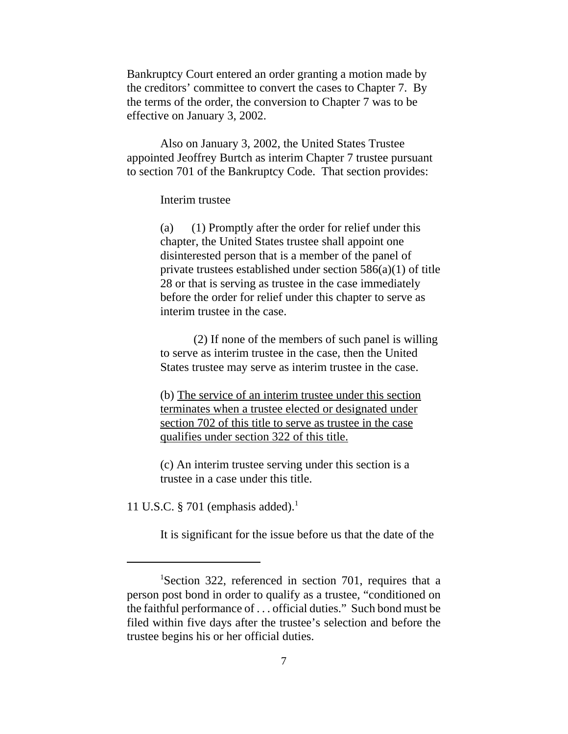Bankruptcy Court entered an order granting a motion made by the creditors' committee to convert the cases to Chapter 7. By the terms of the order, the conversion to Chapter 7 was to be effective on January 3, 2002.

Also on January 3, 2002, the United States Trustee appointed Jeoffrey Burtch as interim Chapter 7 trustee pursuant to section 701 of the Bankruptcy Code. That section provides:

> Interim trustee
>
> (a) (1) Promptly after the order for relief under this chapter, the United States trustee shall appoint one disinterested person that is a member of the panel of private trustees established under section 586(a)(1) of title 28 or that is serving as trustee in the case immediately before the order for relief under this chapter to serve as interim trustee in the case.
>
> (2) If none of the members of such panel is willing to serve as interim trustee in the case, then the United States trustee may serve as interim trustee in the case.
>
> (b) <u>The service of an interim trustee under this section terminates when a trustee elected or designated under section 702 of this title to serve as trustee in the case qualifies under section 322 of this title.</u>
>
> (c) An interim trustee serving under this section is a trustee in a case under this title.

11 U.S.C. § 701 (emphasis added).[1]

It is significant for the issue before us that the date of the

---

[1] Section 322, referenced in section 701, requires that a person post bond in order to qualify as a trustee, "conditioned on the faithful performance of . . . official duties." Such bond must be filed within five days after the trustee's selection and before the trustee begins his or her official duties.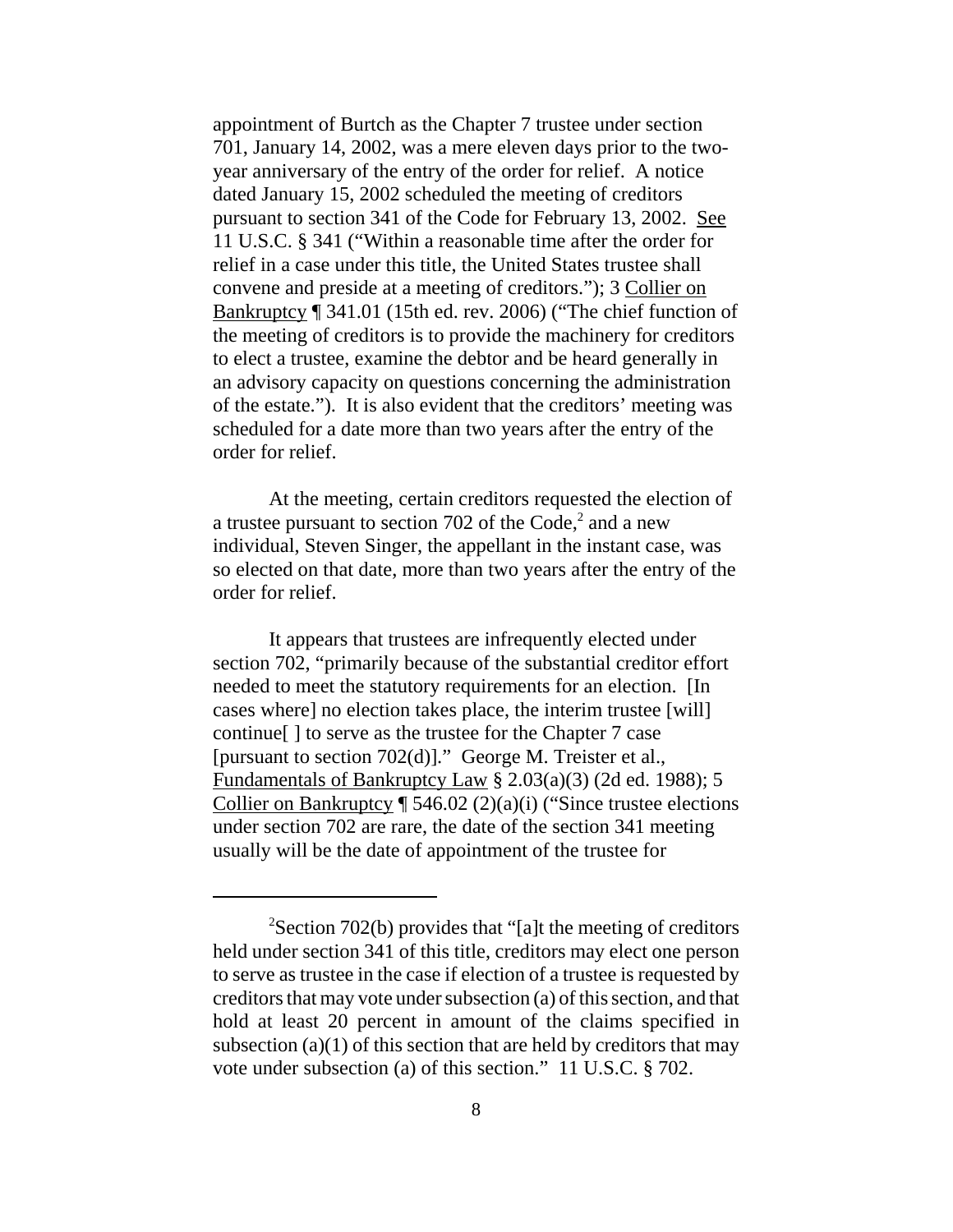appointment of Burtch as the Chapter 7 trustee under section 701, January 14, 2002, was a mere eleven days prior to the two-year anniversary of the entry of the order for relief. A notice dated January 15, 2002 scheduled the meeting of creditors pursuant to section 341 of the Code for February 13, 2002. See 11 U.S.C. § 341 ("Within a reasonable time after the order for relief in a case under this title, the United States trustee shall convene and preside at a meeting of creditors."); 3 Collier on Bankruptcy ¶ 341.01 (15th ed. rev. 2006) ("The chief function of the meeting of creditors is to provide the machinery for creditors to elect a trustee, examine the debtor and be heard generally in an advisory capacity on questions concerning the administration of the estate."). It is also evident that the creditors' meeting was scheduled for a date more than two years after the entry of the order for relief.

At the meeting, certain creditors requested the election of a trustee pursuant to section 702 of the Code,[2] and a new individual, Steven Singer, the appellant in the instant case, was so elected on that date, more than two years after the entry of the order for relief.

It appears that trustees are infrequently elected under section 702, "primarily because of the substantial creditor effort needed to meet the statutory requirements for an election. [In cases where] no election takes place, the interim trustee [will] continue[ ] to serve as the trustee for the Chapter 7 case [pursuant to section 702(d)]." George M. Treister et al., Fundamentals of Bankruptcy Law § 2.03(a)(3) (2d ed. 1988); 5 Collier on Bankruptcy ¶ 546.02 (2)(a)(i) ("Since trustee elections under section 702 are rare, the date of the section 341 meeting usually will be the date of appointment of the trustee for

---

[2] Section 702(b) provides that "[a]t the meeting of creditors held under section 341 of this title, creditors may elect one person to serve as trustee in the case if election of a trustee is requested by creditors that may vote under subsection (a) of this section, and that hold at least 20 percent in amount of the claims specified in subsection (a)(1) of this section that are held by creditors that may vote under subsection (a) of this section." 11 U.S.C. § 702.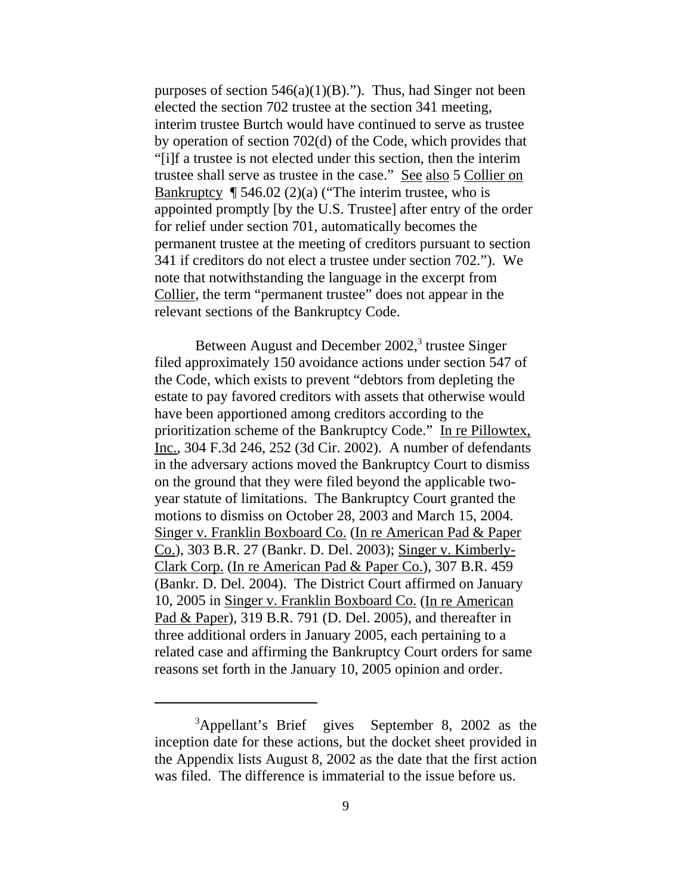purposes of section 546(a)(1)(B)."). Thus, had Singer not been elected the section 702 trustee at the section 341 meeting, interim trustee Burtch would have continued to serve as trustee by operation of section 702(d) of the Code, which provides that "[i]f a trustee is not elected under this section, then the interim trustee shall serve as trustee in the case." See also 5 Collier on Bankruptcy ¶ 546.02 (2)(a) ("The interim trustee, who is appointed promptly [by the U.S. Trustee] after entry of the order for relief under section 701, automatically becomes the permanent trustee at the meeting of creditors pursuant to section 341 if creditors do not elect a trustee under section 702."). We note that notwithstanding the language in the excerpt from Collier, the term "permanent trustee" does not appear in the relevant sections of the Bankruptcy Code.

Between August and December 2002,[3] trustee Singer filed approximately 150 avoidance actions under section 547 of the Code, which exists to prevent "debtors from depleting the estate to pay favored creditors with assets that otherwise would have been apportioned among creditors according to the prioritization scheme of the Bankruptcy Code." In re Pillowtex, Inc., 304 F.3d 246, 252 (3d Cir. 2002). A number of defendants in the adversary actions moved the Bankruptcy Court to dismiss on the ground that they were filed beyond the applicable two-year statute of limitations. The Bankruptcy Court granted the motions to dismiss on October 28, 2003 and March 15, 2004. Singer v. Franklin Boxboard Co. (In re American Pad & Paper Co.), 303 B.R. 27 (Bankr. D. Del. 2003); Singer v. Kimberly-Clark Corp. (In re American Pad & Paper Co.), 307 B.R. 459 (Bankr. D. Del. 2004). The District Court affirmed on January 10, 2005 in Singer v. Franklin Boxboard Co. (In re American Pad & Paper), 319 B.R. 791 (D. Del. 2005), and thereafter in three additional orders in January 2005, each pertaining to a related case and affirming the Bankruptcy Court orders for same reasons set forth in the January 10, 2005 opinion and order.

---

[3] Appellant's Brief gives September 8, 2002 as the inception date for these actions, but the docket sheet provided in the Appendix lists August 8, 2002 as the date that the first action was filed. The difference is immaterial to the issue before us.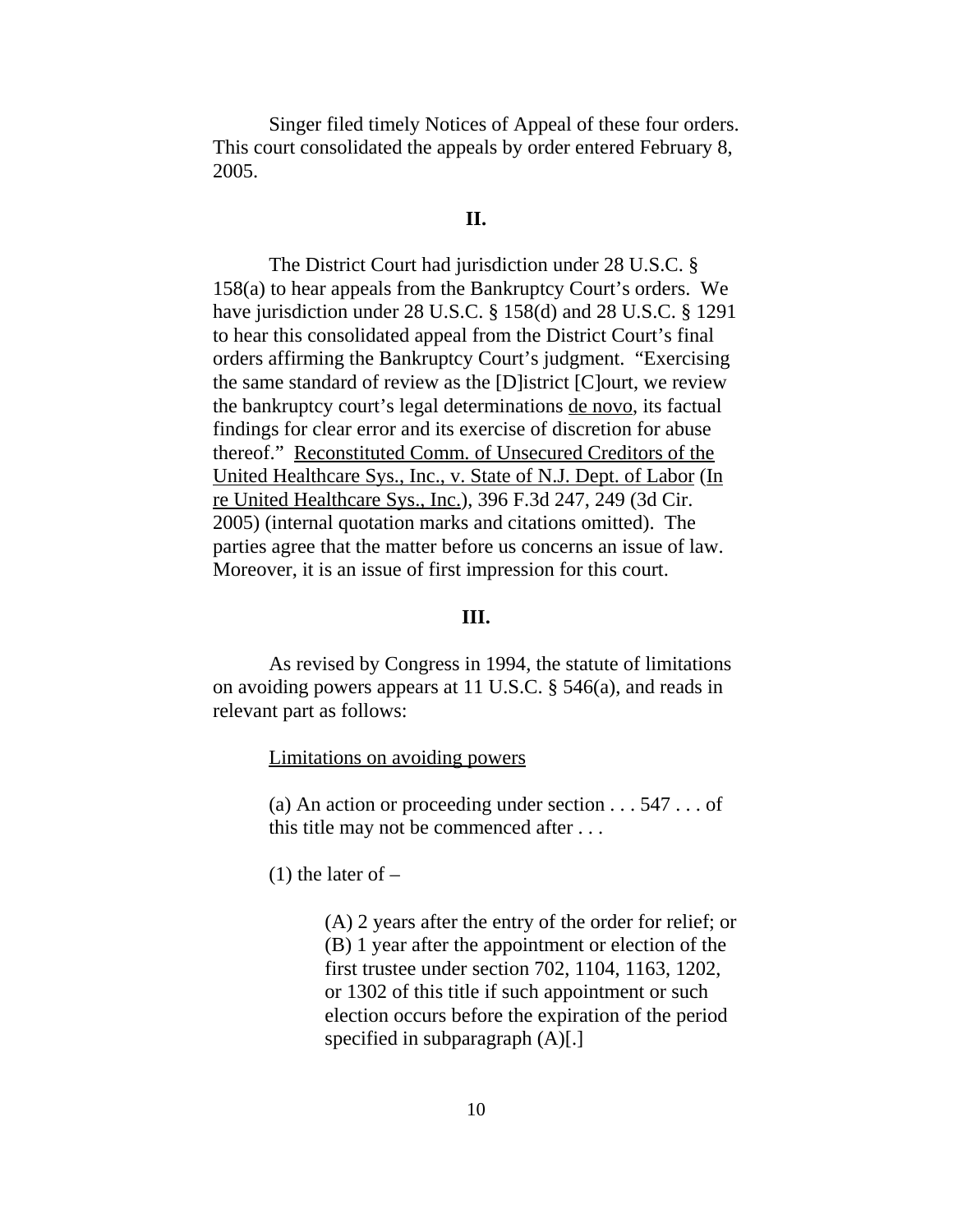Singer filed timely Notices of Appeal of these four orders. This court consolidated the appeals by order entered February 8, 2005.

## II.

The District Court had jurisdiction under 28 U.S.C. § 158(a) to hear appeals from the Bankruptcy Court's orders. We have jurisdiction under 28 U.S.C. § 158(d) and 28 U.S.C. § 1291 to hear this consolidated appeal from the District Court's final orders affirming the Bankruptcy Court's judgment. "Exercising the same standard of review as the [D]istrict [C]ourt, we review the bankruptcy court's legal determinations de novo, its factual findings for clear error and its exercise of discretion for abuse thereof." Reconstituted Comm. of Unsecured Creditors of the United Healthcare Sys., Inc., v. State of N.J. Dept. of Labor (In re United Healthcare Sys., Inc.), 396 F.3d 247, 249 (3d Cir. 2005) (internal quotation marks and citations omitted). The parties agree that the matter before us concerns an issue of law. Moreover, it is an issue of first impression for this court.

## III.

As revised by Congress in 1994, the statute of limitations on avoiding powers appears at 11 U.S.C. § 546(a), and reads in relevant part as follows:

> Limitations on avoiding powers
>
> (a) An action or proceeding under section . . . 547 . . . of this title may not be commenced after . . .
>
> (1) the later of –
>
> > (A) 2 years after the entry of the order for relief; or
> > (B) 1 year after the appointment or election of the first trustee under section 702, 1104, 1163, 1202, or 1302 of this title if such appointment or such election occurs before the expiration of the period specified in subparagraph (A)[.]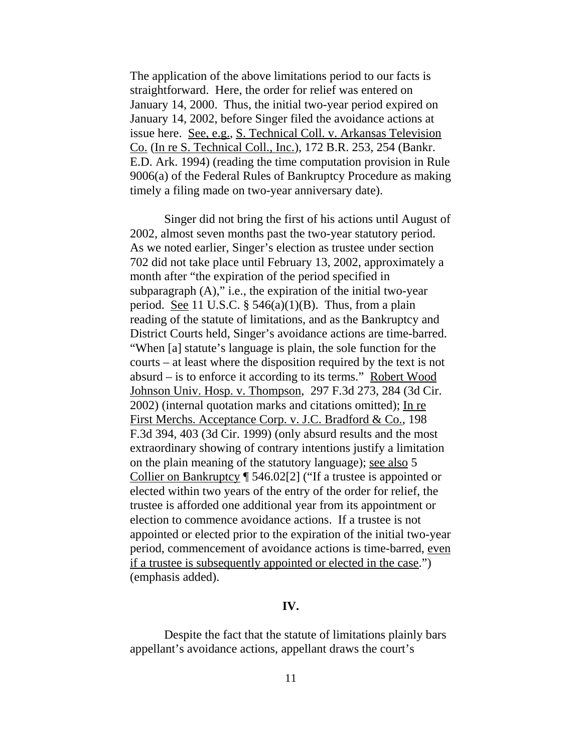The application of the above limitations period to our facts is straightforward. Here, the order for relief was entered on January 14, 2000. Thus, the initial two-year period expired on January 14, 2002, before Singer filed the avoidance actions at issue here. See, e.g., S. Technical Coll. v. Arkansas Television Co. (In re S. Technical Coll., Inc.), 172 B.R. 253, 254 (Bankr. E.D. Ark. 1994) (reading the time computation provision in Rule 9006(a) of the Federal Rules of Bankruptcy Procedure as making timely a filing made on two-year anniversary date).

Singer did not bring the first of his actions until August of 2002, almost seven months past the two-year statutory period. As we noted earlier, Singer's election as trustee under section 702 did not take place until February 13, 2002, approximately a month after "the expiration of the period specified in subparagraph (A)," i.e., the expiration of the initial two-year period. See 11 U.S.C. § 546(a)(1)(B). Thus, from a plain reading of the statute of limitations, and as the Bankruptcy and District Courts held, Singer's avoidance actions are time-barred. "When [a] statute's language is plain, the sole function for the courts – at least where the disposition required by the text is not absurd – is to enforce it according to its terms." Robert Wood Johnson Univ. Hosp. v. Thompson, 297 F.3d 273, 284 (3d Cir. 2002) (internal quotation marks and citations omitted); In re First Merchs. Acceptance Corp. v. J.C. Bradford & Co., 198 F.3d 394, 403 (3d Cir. 1999) (only absurd results and the most extraordinary showing of contrary intentions justify a limitation on the plain meaning of the statutory language); see also 5 Collier on Bankruptcy ¶ 546.02[2] ("If a trustee is appointed or elected within two years of the entry of the order for relief, the trustee is afforded one additional year from its appointment or election to commence avoidance actions. If a trustee is not appointed or elected prior to the expiration of the initial two-year period, commencement of avoidance actions is time-barred, even if a trustee is subsequently appointed or elected in the case.") (emphasis added).

## IV.

Despite the fact that the statute of limitations plainly bars appellant's avoidance actions, appellant draws the court's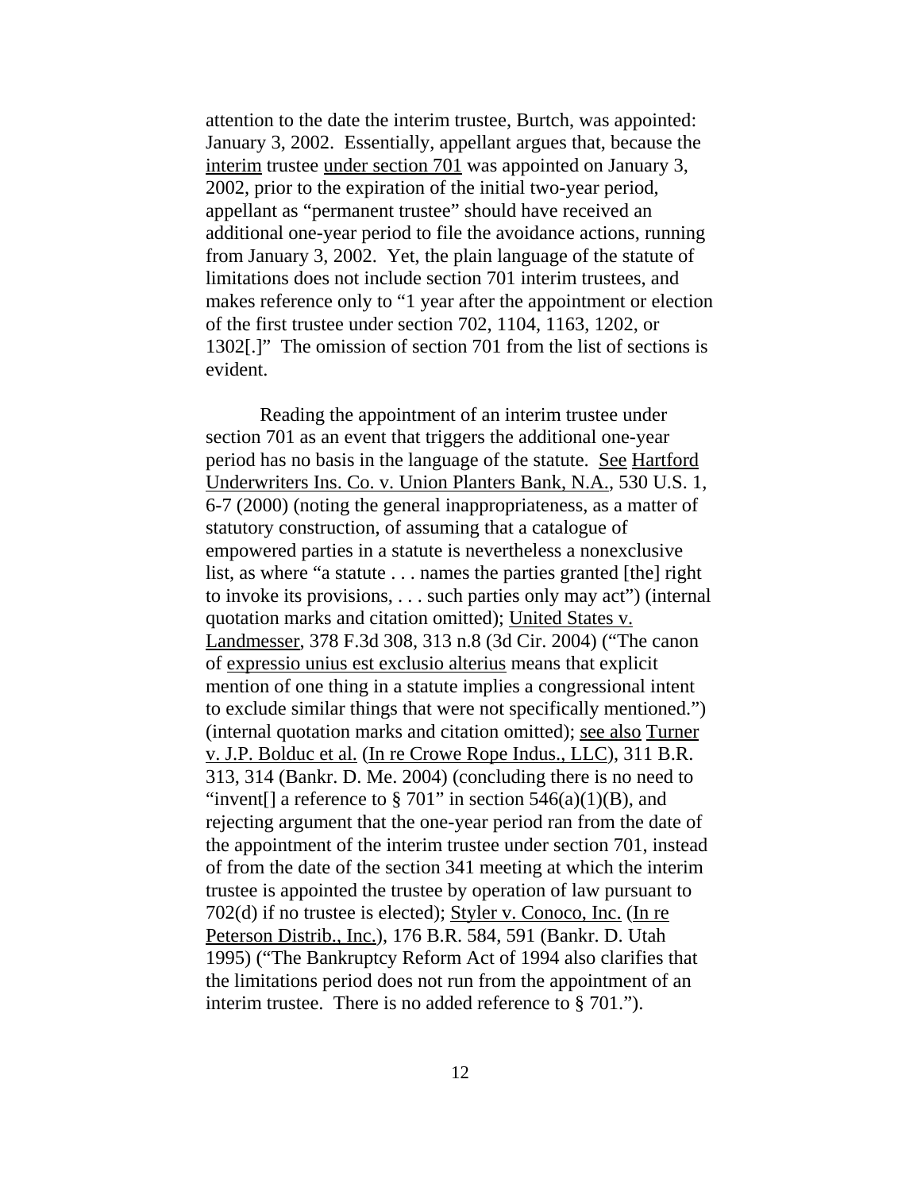attention to the date the interim trustee, Burtch, was appointed: January 3, 2002. Essentially, appellant argues that, because the interim trustee under section 701 was appointed on January 3, 2002, prior to the expiration of the initial two-year period, appellant as "permanent trustee" should have received an additional one-year period to file the avoidance actions, running from January 3, 2002. Yet, the plain language of the statute of limitations does not include section 701 interim trustees, and makes reference only to "1 year after the appointment or election of the first trustee under section 702, 1104, 1163, 1202, or 1302[.]" The omission of section 701 from the list of sections is evident.

Reading the appointment of an interim trustee under section 701 as an event that triggers the additional one-year period has no basis in the language of the statute. See Hartford Underwriters Ins. Co. v. Union Planters Bank, N.A., 530 U.S. 1, 6-7 (2000) (noting the general inappropriateness, as a matter of statutory construction, of assuming that a catalogue of empowered parties in a statute is nevertheless a nonexclusive list, as where "a statute . . . names the parties granted [the] right to invoke its provisions, . . . such parties only may act") (internal quotation marks and citation omitted); United States v. Landmesser, 378 F.3d 308, 313 n.8 (3d Cir. 2004) ("The canon of expressio unius est exclusio alterius means that explicit mention of one thing in a statute implies a congressional intent to exclude similar things that were not specifically mentioned.") (internal quotation marks and citation omitted); see also Turner v. J.P. Bolduc et al. (In re Crowe Rope Indus., LLC), 311 B.R. 313, 314 (Bankr. D. Me. 2004) (concluding there is no need to "invent[] a reference to § 701" in section 546(a)(1)(B), and rejecting argument that the one-year period ran from the date of the appointment of the interim trustee under section 701, instead of from the date of the section 341 meeting at which the interim trustee is appointed the trustee by operation of law pursuant to 702(d) if no trustee is elected); Styler v. Conoco, Inc. (In re Peterson Distrib., Inc.), 176 B.R. 584, 591 (Bankr. D. Utah 1995) ("The Bankruptcy Reform Act of 1994 also clarifies that the limitations period does not run from the appointment of an interim trustee. There is no added reference to § 701.").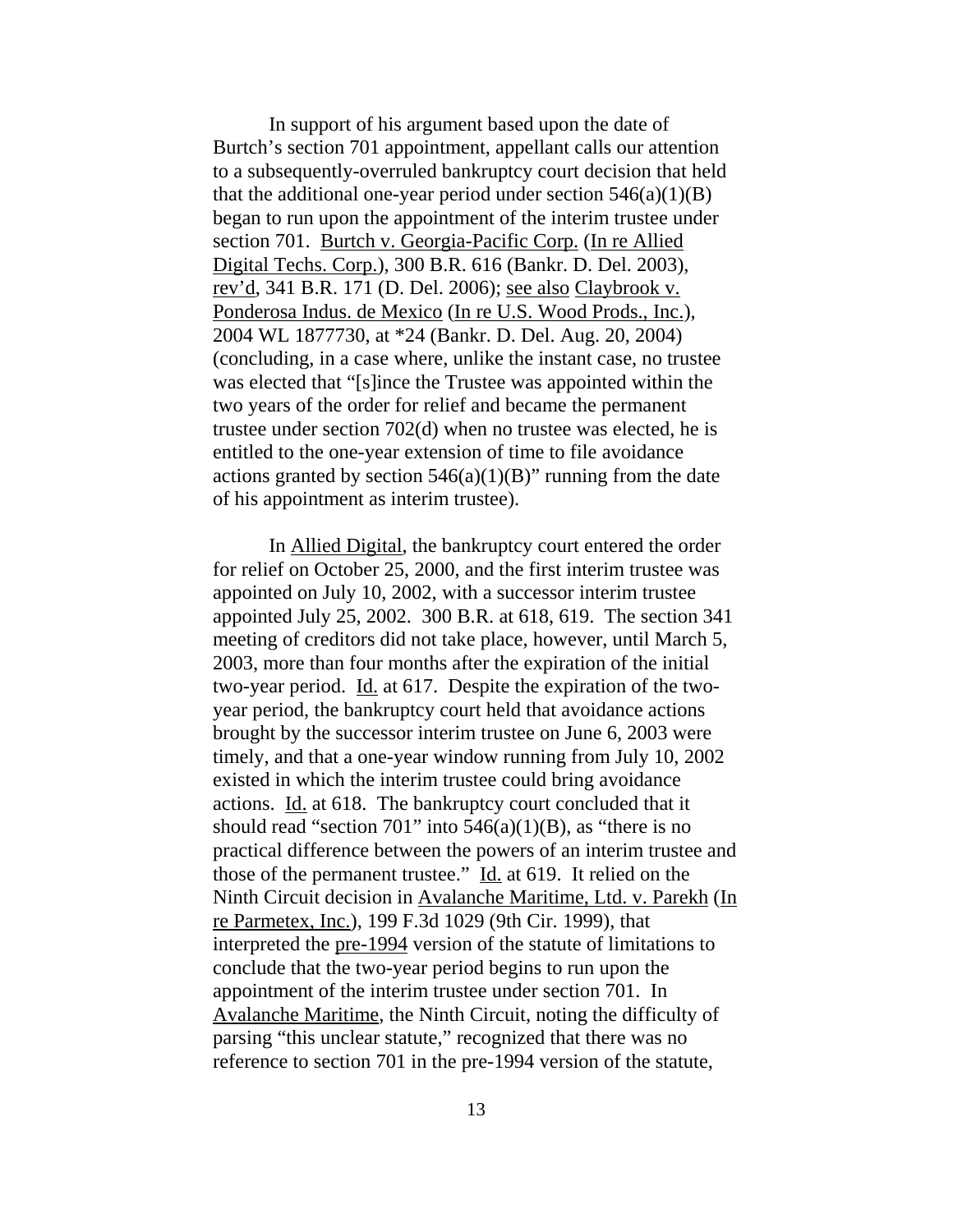In support of his argument based upon the date of Burtch's section 701 appointment, appellant calls our attention to a subsequently-overruled bankruptcy court decision that held that the additional one-year period under section 546(a)(1)(B) began to run upon the appointment of the interim trustee under section 701. Burtch v. Georgia-Pacific Corp. (In re Allied Digital Techs. Corp.), 300 B.R. 616 (Bankr. D. Del. 2003), rev'd, 341 B.R. 171 (D. Del. 2006); see also Claybrook v. Ponderosa Indus. de Mexico (In re U.S. Wood Prods., Inc.), 2004 WL 1877730, at *24 (Bankr. D. Del. Aug. 20, 2004) (concluding, in a case where, unlike the instant case, no trustee was elected that "[s]ince the Trustee was appointed within the two years of the order for relief and became the permanent trustee under section 702(d) when no trustee was elected, he is entitled to the one-year extension of time to file avoidance actions granted by section 546(a)(1)(B)" running from the date of his appointment as interim trustee).

In Allied Digital, the bankruptcy court entered the order for relief on October 25, 2000, and the first interim trustee was appointed on July 10, 2002, with a successor interim trustee appointed July 25, 2002. 300 B.R. at 618, 619. The section 341 meeting of creditors did not take place, however, until March 5, 2003, more than four months after the expiration of the initial two-year period. Id. at 617. Despite the expiration of the two-year period, the bankruptcy court held that avoidance actions brought by the successor interim trustee on June 6, 2003 were timely, and that a one-year window running from July 10, 2002 existed in which the interim trustee could bring avoidance actions. Id. at 618. The bankruptcy court concluded that it should read "section 701" into 546(a)(1)(B), as "there is no practical difference between the powers of an interim trustee and those of the permanent trustee." Id. at 619. It relied on the Ninth Circuit decision in Avalanche Maritime, Ltd. v. Parekh (In re Parmetex, Inc.), 199 F.3d 1029 (9th Cir. 1999), that interpreted the pre-1994 version of the statute of limitations to conclude that the two-year period begins to run upon the appointment of the interim trustee under section 701. In Avalanche Maritime, the Ninth Circuit, noting the difficulty of parsing "this unclear statute," recognized that there was no reference to section 701 in the pre-1994 version of the statute,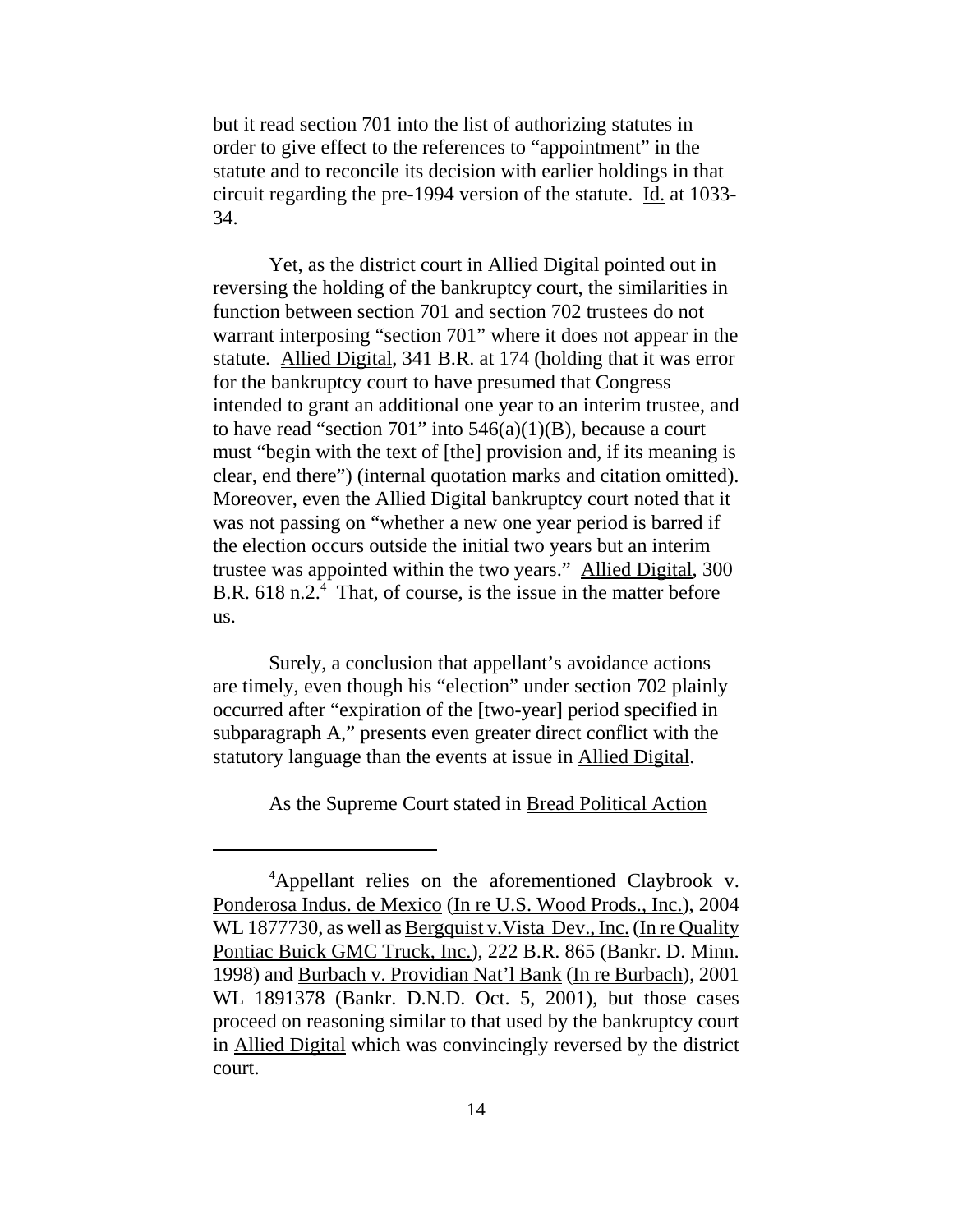but it read section 701 into the list of authorizing statutes in order to give effect to the references to "appointment" in the statute and to reconcile its decision with earlier holdings in that circuit regarding the pre-1994 version of the statute. Id. at 1033-34.

Yet, as the district court in Allied Digital pointed out in reversing the holding of the bankruptcy court, the similarities in function between section 701 and section 702 trustees do not warrant interposing "section 701" where it does not appear in the statute. Allied Digital, 341 B.R. at 174 (holding that it was error for the bankruptcy court to have presumed that Congress intended to grant an additional one year to an interim trustee, and to have read "section 701" into 546(a)(1)(B), because a court must "begin with the text of [the] provision and, if its meaning is clear, end there") (internal quotation marks and citation omitted). Moreover, even the Allied Digital bankruptcy court noted that it was not passing on "whether a new one year period is barred if the election occurs outside the initial two years but an interim trustee was appointed within the two years." Allied Digital, 300 B.R. 618 n.2.[4] That, of course, is the issue in the matter before us.

Surely, a conclusion that appellant's avoidance actions are timely, even though his "election" under section 702 plainly occurred after "expiration of the [two-year] period specified in subparagraph A," presents even greater direct conflict with the statutory language than the events at issue in Allied Digital.

As the Supreme Court stated in Bread Political Action

---

[4]Appellant relies on the aforementioned Claybrook v. Ponderosa Indus. de Mexico (In re U.S. Wood Prods., Inc.), 2004 WL 1877730, as well as Bergquist v. Vista Dev., Inc. (In re Quality Pontiac Buick GMC Truck, Inc.), 222 B.R. 865 (Bankr. D. Minn. 1998) and Burbach v. Providian Nat'l Bank (In re Burbach), 2001 WL 1891378 (Bankr. D.N.D. Oct. 5, 2001), but those cases proceed on reasoning similar to that used by the bankruptcy court in Allied Digital which was convincingly reversed by the district court.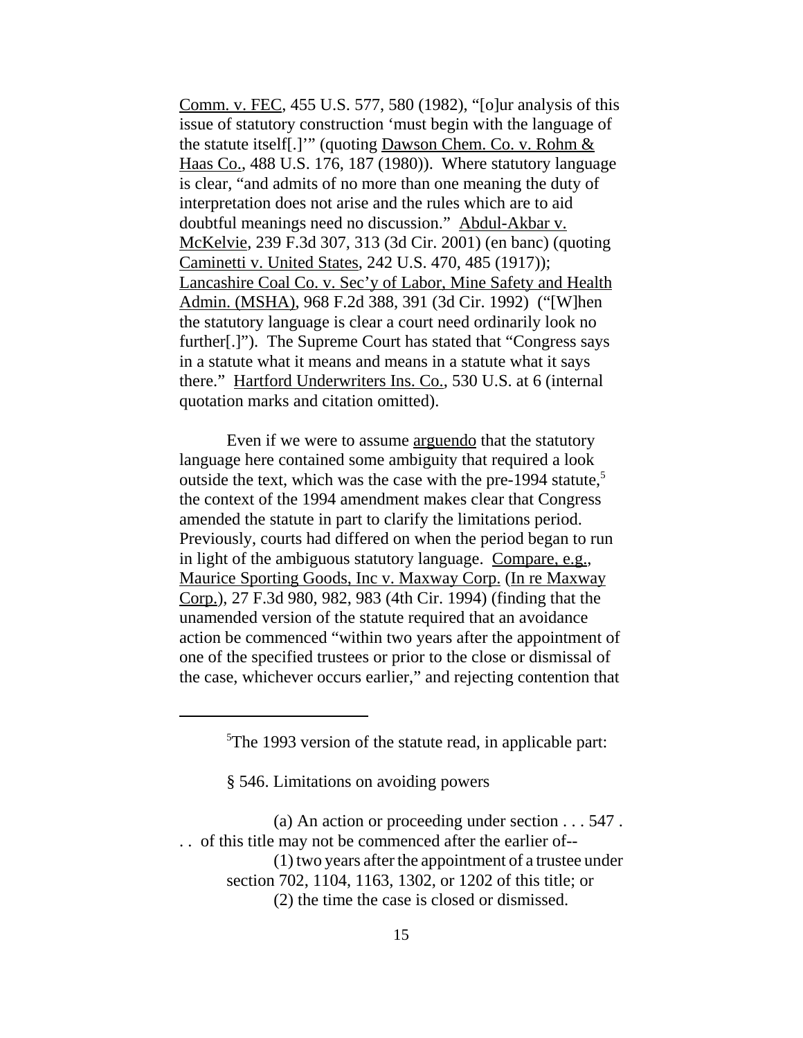Comm. v. FEC, 455 U.S. 577, 580 (1982), "[o]ur analysis of this issue of statutory construction 'must begin with the language of the statute itself[.]'" (quoting Dawson Chem. Co. v. Rohm & Haas Co., 488 U.S. 176, 187 (1980)). Where statutory language is clear, "and admits of no more than one meaning the duty of interpretation does not arise and the rules which are to aid doubtful meanings need no discussion." Abdul-Akbar v. McKelvie, 239 F.3d 307, 313 (3d Cir. 2001) (en banc) (quoting Caminetti v. United States, 242 U.S. 470, 485 (1917)); Lancashire Coal Co. v. Sec'y of Labor, Mine Safety and Health Admin. (MSHA), 968 F.2d 388, 391 (3d Cir. 1992) ("[W]hen the statutory language is clear a court need ordinarily look no further[.]"). The Supreme Court has stated that "Congress says in a statute what it means and means in a statute what it says there." Hartford Underwriters Ins. Co., 530 U.S. at 6 (internal quotation marks and citation omitted).

Even if we were to assume arguendo that the statutory language here contained some ambiguity that required a look outside the text, which was the case with the pre-1994 statute,[5] the context of the 1994 amendment makes clear that Congress amended the statute in part to clarify the limitations period. Previously, courts had differed on when the period began to run in light of the ambiguous statutory language. Compare, e.g., Maurice Sporting Goods, Inc v. Maxway Corp. (In re Maxway Corp.), 27 F.3d 980, 982, 983 (4th Cir. 1994) (finding that the unamended version of the statute required that an avoidance action be commenced "within two years after the appointment of one of the specified trustees or prior to the close or dismissal of the case, whichever occurs earlier," and rejecting contention that

---

[5]The 1993 version of the statute read, in applicable part:

§ 546. Limitations on avoiding powers

(a) An action or proceeding under section . . . 547 . . . of this title may not be commenced after the earlier of--

(1) two years after the appointment of a trustee under section 702, 1104, 1163, 1302, or 1202 of this title; or

(2) the time the case is closed or dismissed.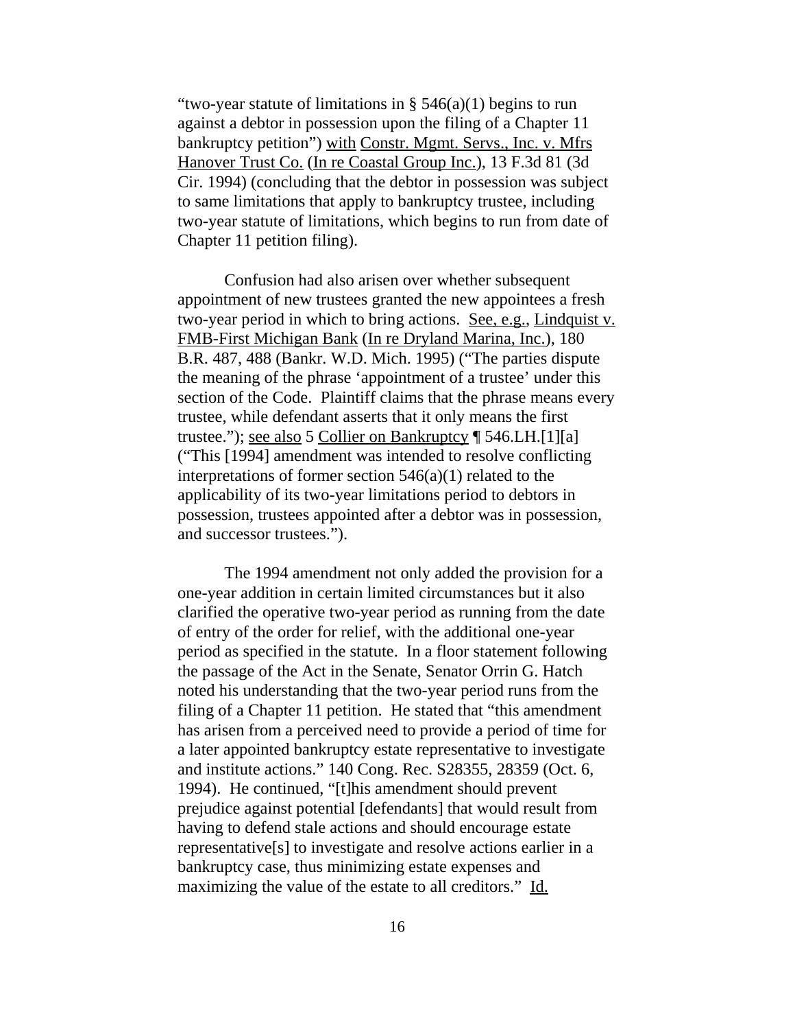"two-year statute of limitations in § 546(a)(1) begins to run against a debtor in possession upon the filing of a Chapter 11 bankruptcy petition") with Constr. Mgmt. Servs., Inc. v. Mfrs Hanover Trust Co. (In re Coastal Group Inc.), 13 F.3d 81 (3d Cir. 1994) (concluding that the debtor in possession was subject to same limitations that apply to bankruptcy trustee, including two-year statute of limitations, which begins to run from date of Chapter 11 petition filing).

Confusion had also arisen over whether subsequent appointment of new trustees granted the new appointees a fresh two-year period in which to bring actions. See, e.g., Lindquist v. FMB-First Michigan Bank (In re Dryland Marina, Inc.), 180 B.R. 487, 488 (Bankr. W.D. Mich. 1995) ("The parties dispute the meaning of the phrase 'appointment of a trustee' under this section of the Code. Plaintiff claims that the phrase means every trustee, while defendant asserts that it only means the first trustee."); see also 5 Collier on Bankruptcy ¶ 546.LH.[1][a] ("This [1994] amendment was intended to resolve conflicting interpretations of former section 546(a)(1) related to the applicability of its two-year limitations period to debtors in possession, trustees appointed after a debtor was in possession, and successor trustees.").

The 1994 amendment not only added the provision for a one-year addition in certain limited circumstances but it also clarified the operative two-year period as running from the date of entry of the order for relief, with the additional one-year period as specified in the statute. In a floor statement following the passage of the Act in the Senate, Senator Orrin G. Hatch noted his understanding that the two-year period runs from the filing of a Chapter 11 petition. He stated that "this amendment has arisen from a perceived need to provide a period of time for a later appointed bankruptcy estate representative to investigate and institute actions." 140 Cong. Rec. S28355, 28359 (Oct. 6, 1994). He continued, "[t]his amendment should prevent prejudice against potential [defendants] that would result from having to defend stale actions and should encourage estate representative[s] to investigate and resolve actions earlier in a bankruptcy case, thus minimizing estate expenses and maximizing the value of the estate to all creditors." Id.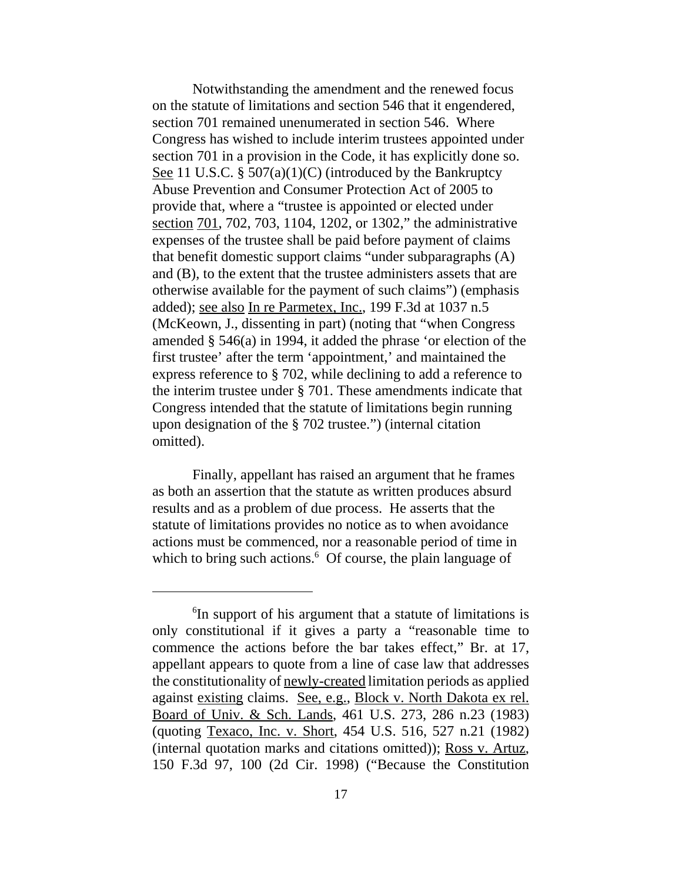Notwithstanding the amendment and the renewed focus on the statute of limitations and section 546 that it engendered, section 701 remained unenumerated in section 546. Where Congress has wished to include interim trustees appointed under section 701 in a provision in the Code, it has explicitly done so. See 11 U.S.C. § 507(a)(1)(C) (introduced by the Bankruptcy Abuse Prevention and Consumer Protection Act of 2005 to provide that, where a "trustee is appointed or elected under section 701, 702, 703, 1104, 1202, or 1302," the administrative expenses of the trustee shall be paid before payment of claims that benefit domestic support claims "under subparagraphs (A) and (B), to the extent that the trustee administers assets that are otherwise available for the payment of such claims") (emphasis added); see also In re Parmetex, Inc., 199 F.3d at 1037 n.5 (McKeown, J., dissenting in part) (noting that "when Congress amended § 546(a) in 1994, it added the phrase 'or election of the first trustee' after the term 'appointment,' and maintained the express reference to § 702, while declining to add a reference to the interim trustee under § 701. These amendments indicate that Congress intended that the statute of limitations begin running upon designation of the § 702 trustee.") (internal citation omitted).

Finally, appellant has raised an argument that he frames as both an assertion that the statute as written produces absurd results and as a problem of due process. He asserts that the statute of limitations provides no notice as to when avoidance actions must be commenced, nor a reasonable period of time in which to bring such actions.[6] Of course, the plain language of

[6] In support of his argument that a statute of limitations is only constitutional if it gives a party a "reasonable time to commence the actions before the bar takes effect," Br. at 17, appellant appears to quote from a line of case law that addresses the constitutionality of newly-created limitation periods as applied against existing claims. See, e.g., Block v. North Dakota ex rel. Board of Univ. & Sch. Lands, 461 U.S. 273, 286 n.23 (1983) (quoting Texaco, Inc. v. Short, 454 U.S. 516, 527 n.21 (1982) (internal quotation marks and citations omitted)); Ross v. Artuz, 150 F.3d 97, 100 (2d Cir. 1998) ("Because the Constitution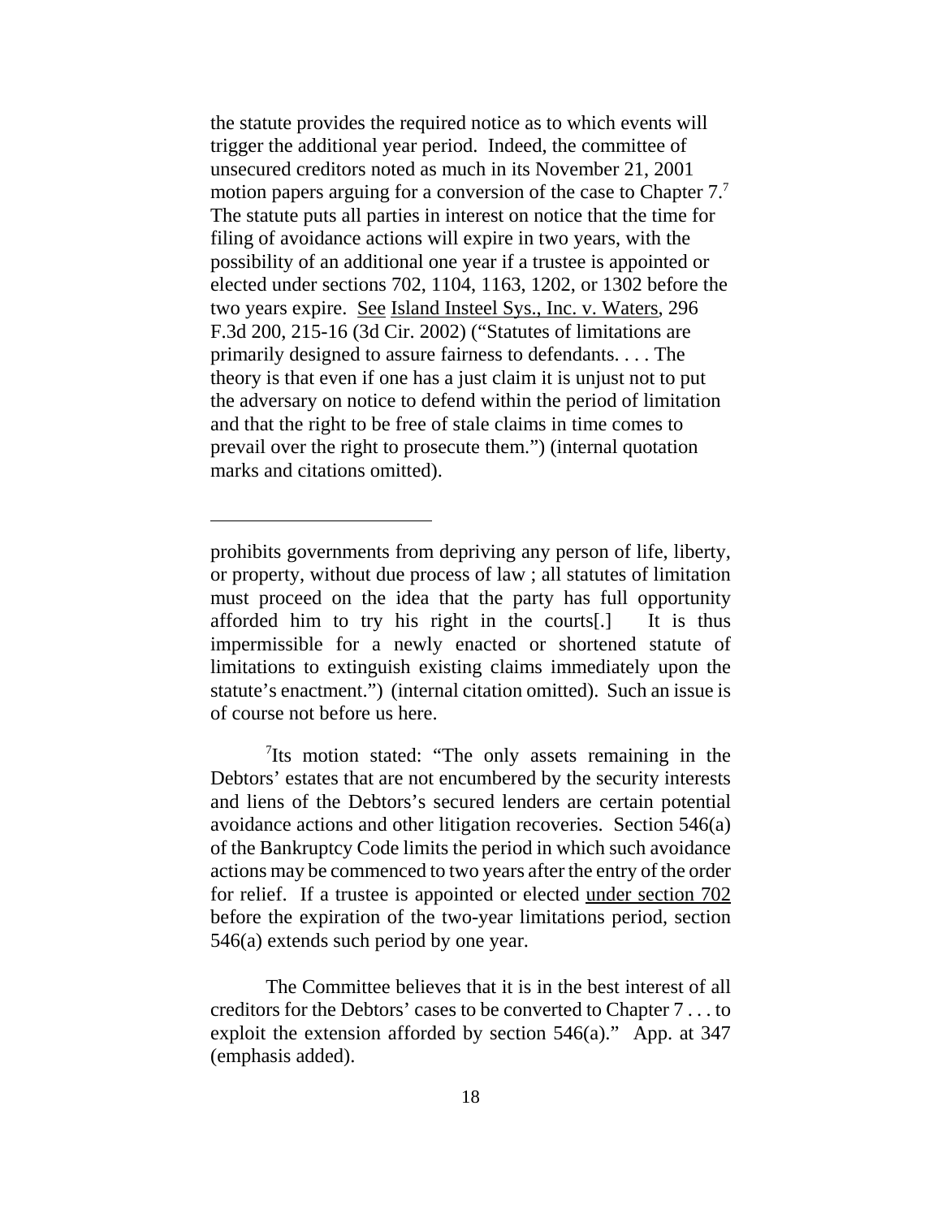the statute provides the required notice as to which events will trigger the additional year period. Indeed, the committee of unsecured creditors noted as much in its November 21, 2001 motion papers arguing for a conversion of the case to Chapter 7.[7] The statute puts all parties in interest on notice that the time for filing of avoidance actions will expire in two years, with the possibility of an additional one year if a trustee is appointed or elected under sections 702, 1104, 1163, 1202, or 1302 before the two years expire. See Island Insteel Sys., Inc. v. Waters, 296 F.3d 200, 215-16 (3d Cir. 2002) ("Statutes of limitations are primarily designed to assure fairness to defendants. . . . The theory is that even if one has a just claim it is unjust not to put the adversary on notice to defend within the period of limitation and that the right to be free of stale claims in time comes to prevail over the right to prosecute them.") (internal quotation marks and citations omitted).

---

prohibits governments from depriving any person of life, liberty, or property, without due process of law ; all statutes of limitation must proceed on the idea that the party has full opportunity afforded him to try his right in the courts[.] It is thus impermissible for a newly enacted or shortened statute of limitations to extinguish existing claims immediately upon the statute's enactment.") (internal citation omitted). Such an issue is of course not before us here.

[7]Its motion stated: "The only assets remaining in the Debtors' estates that are not encumbered by the security interests and liens of the Debtors's secured lenders are certain potential avoidance actions and other litigation recoveries. Section 546(a) of the Bankruptcy Code limits the period in which such avoidance actions may be commenced to two years after the entry of the order for relief. If a trustee is appointed or elected under section 702 before the expiration of the two-year limitations period, section 546(a) extends such period by one year.

The Committee believes that it is in the best interest of all creditors for the Debtors' cases to be converted to Chapter 7 . . . to exploit the extension afforded by section 546(a)." App. at 347 (emphasis added).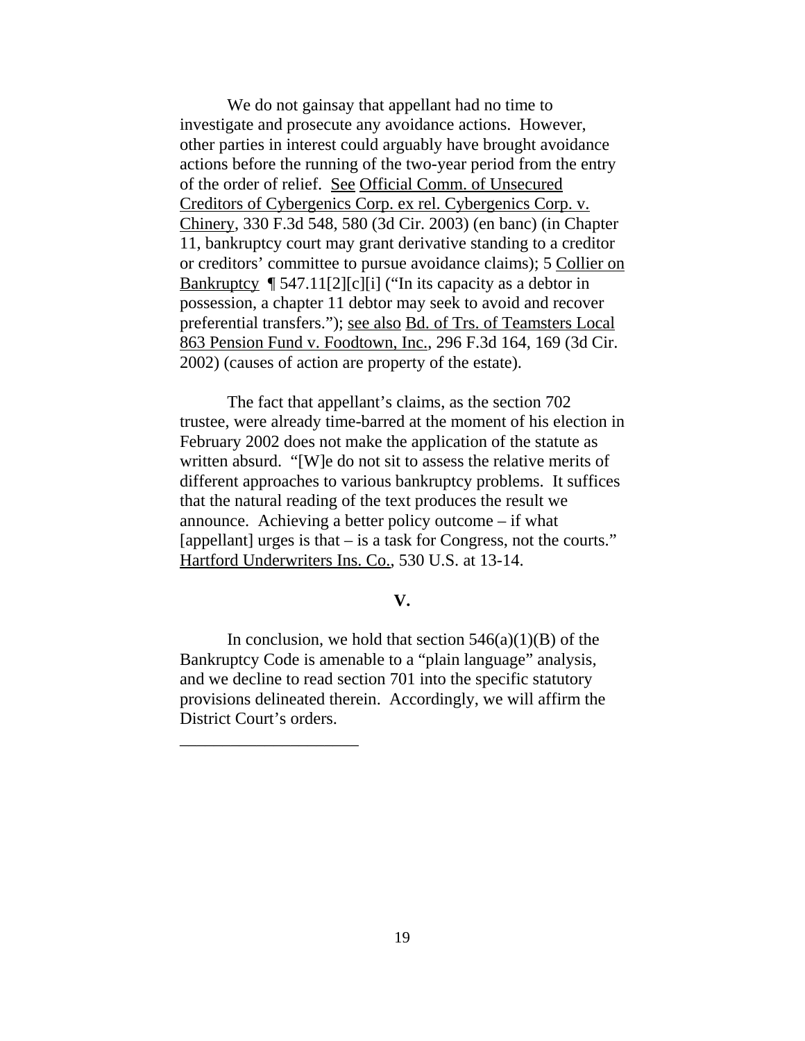We do not gainsay that appellant had no time to investigate and prosecute any avoidance actions. However, other parties in interest could arguably have brought avoidance actions before the running of the two-year period from the entry of the order of relief. See Official Comm. of Unsecured Creditors of Cybergenics Corp. ex rel. Cybergenics Corp. v. Chinery, 330 F.3d 548, 580 (3d Cir. 2003) (en banc) (in Chapter 11, bankruptcy court may grant derivative standing to a creditor or creditors' committee to pursue avoidance claims); 5 Collier on Bankruptcy ¶ 547.11[2][c][i] ("In its capacity as a debtor in possession, a chapter 11 debtor may seek to avoid and recover preferential transfers."); see also Bd. of Trs. of Teamsters Local 863 Pension Fund v. Foodtown, Inc., 296 F.3d 164, 169 (3d Cir. 2002) (causes of action are property of the estate).

The fact that appellant's claims, as the section 702 trustee, were already time-barred at the moment of his election in February 2002 does not make the application of the statute as written absurd. "[W]e do not sit to assess the relative merits of different approaches to various bankruptcy problems. It suffices that the natural reading of the text produces the result we announce. Achieving a better policy outcome – if what [appellant] urges is that – is a task for Congress, not the courts." Hartford Underwriters Ins. Co., 530 U.S. at 13-14.

## V.

In conclusion, we hold that section 546(a)(1)(B) of the Bankruptcy Code is amenable to a "plain language" analysis, and we decline to read section 701 into the specific statutory provisions delineated therein. Accordingly, we will affirm the District Court's orders.

\_\_\_\_\_\_\_\_\_\_\_\_\_\_\_\_\_\_\_\_\_